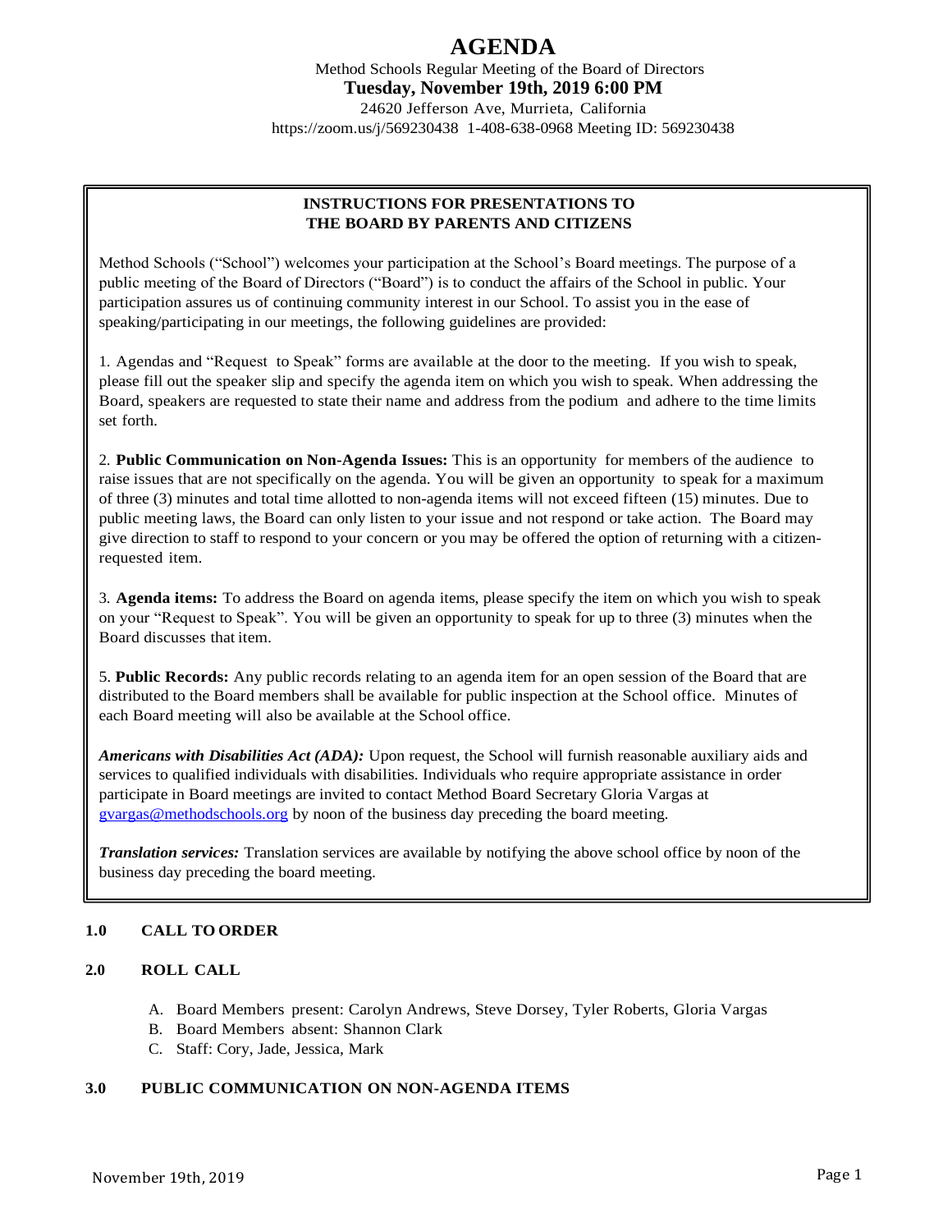# AGENDA

Method Schools Regular Meeting of the Board of Directors

**Tuesday, November 19th, 2019 6:00 PM**

24620 Jefferson Ave, Murrieta, California

https://zoom.us/j/569230438 1-408-638-0968 Meeting ID: 569230438

---

**INSTRUCTIONS FOR PRESENTATIONS TO THE BOARD BY PARENTS AND CITIZENS**

Method Schools ("School") welcomes your participation at the School's Board meetings. The purpose of a public meeting of the Board of Directors ("Board") is to conduct the affairs of the School in public. Your participation assures us of continuing community interest in our School. To assist you in the ease of speaking/participating in our meetings, the following guidelines are provided:

1. Agendas and "Request to Speak" forms are available at the door to the meeting. If you wish to speak, please fill out the speaker slip and specify the agenda item on which you wish to speak. When addressing the Board, speakers are requested to state their name and address from the podium and adhere to the time limits set forth.

2. **Public Communication on Non-Agenda Issues:** This is an opportunity for members of the audience to raise issues that are not specifically on the agenda. You will be given an opportunity to speak for a maximum of three (3) minutes and total time allotted to non-agenda items will not exceed fifteen (15) minutes. Due to public meeting laws, the Board can only listen to your issue and not respond or take action. The Board may give direction to staff to respond to your concern or you may be offered the option of returning with a citizen-requested item.

3. **Agenda items:** To address the Board on agenda items, please specify the item on which you wish to speak on your "Request to Speak". You will be given an opportunity to speak for up to three (3) minutes when the Board discusses that item.

5. **Public Records:** Any public records relating to an agenda item for an open session of the Board that are distributed to the Board members shall be available for public inspection at the School office. Minutes of each Board meeting will also be available at the School office.

***Americans with Disabilities Act (ADA):*** Upon request, the School will furnish reasonable auxiliary aids and services to qualified individuals with disabilities. Individuals who require appropriate assistance in order participate in Board meetings are invited to contact Method Board Secretary Gloria Vargas at gvargas@methodschools.org by noon of the business day preceding the board meeting.

***Translation services:*** Translation services are available by notifying the above school office by noon of the business day preceding the board meeting.

---

**1.0 CALL TO ORDER**

**2.0 ROLL CALL**

A. Board Members present: Carolyn Andrews, Steve Dorsey, Tyler Roberts, Gloria Vargas
B. Board Members absent: Shannon Clark
C. Staff: Cory, Jade, Jessica, Mark

**3.0 PUBLIC COMMUNICATION ON NON-AGENDA ITEMS**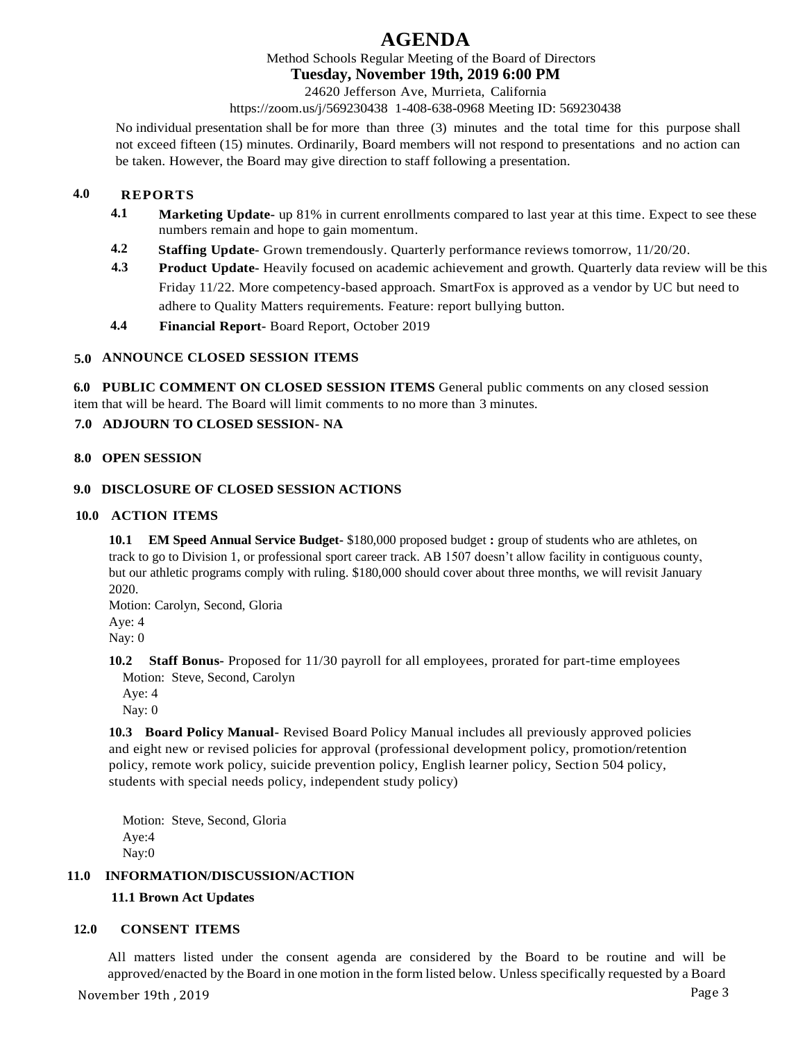# AGENDA

Method Schools Regular Meeting of the Board of Directors

**Tuesday, November 19th, 2019 6:00 PM**

24620 Jefferson Ave, Murrieta, California

https://zoom.us/j/569230438 1-408-638-0968 Meeting ID: 569230438

No individual presentation shall be for more than three (3) minutes and the total time for this purpose shall not exceed fifteen (15) minutes. Ordinarily, Board members will not respond to presentations and no action can be taken. However, the Board may give direction to staff following a presentation.

## 4.0 REPORTS

**4.1 Marketing Update-** up 81% in current enrollments compared to last year at this time. Expect to see these numbers remain and hope to gain momentum.

**4.2 Staffing Update-** Grown tremendously. Quarterly performance reviews tomorrow, 11/20/20.

**4.3 Product Update-** Heavily focused on academic achievement and growth. Quarterly data review will be this Friday 11/22. More competency-based approach. SmartFox is approved as a vendor by UC but need to adhere to Quality Matters requirements. Feature: report bullying button.

**4.4 Financial Report-** Board Report, October 2019

## 5.0 ANNOUNCE CLOSED SESSION ITEMS

**6.0 PUBLIC COMMENT ON CLOSED SESSION ITEMS** General public comments on any closed session item that will be heard. The Board will limit comments to no more than 3 minutes.

## 7.0 ADJOURN TO CLOSED SESSION- NA

## 8.0 OPEN SESSION

## 9.0 DISCLOSURE OF CLOSED SESSION ACTIONS

## 10.0 ACTION ITEMS

**10.1 EM Speed Annual Service Budget-** $180,000 proposed budget **:** group of students who are athletes, on track to go to Division 1, or professional sport career track. AB 1507 doesn't allow facility in contiguous county, but our athletic programs comply with ruling. $180,000 should cover about three months, we will revisit January 2020.

Motion: Carolyn, Second, Gloria
Aye: 4
Nay: 0

**10.2 Staff Bonus-** Proposed for 11/30 payroll for all employees, prorated for part-time employees

Motion: Steve, Second, Carolyn
Aye: 4
Nay: 0

**10.3 Board Policy Manual-** Revised Board Policy Manual includes all previously approved policies and eight new or revised policies for approval (professional development policy, promotion/retention policy, remote work policy, suicide prevention policy, English learner policy, Section 504 policy, students with special needs policy, independent study policy)

Motion: Steve, Second, Gloria
Aye:4
Nay:0

## 11.0 INFORMATION/DISCUSSION/ACTION

**11.1 Brown Act Updates**

## 12.0 CONSENT ITEMS

All matters listed under the consent agenda are considered by the Board to be routine and will be approved/enacted by the Board in one motion in the form listed below. Unless specifically requested by a Board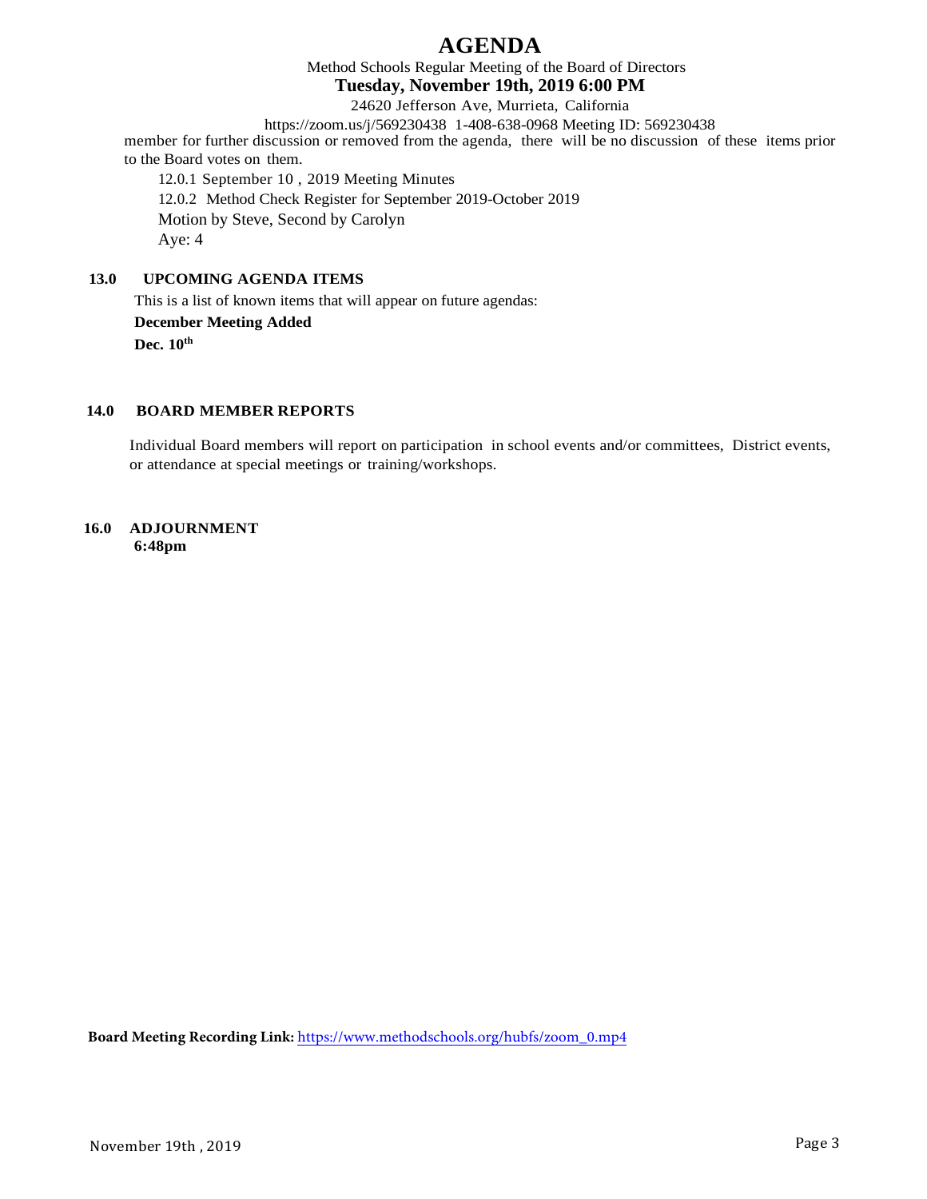# AGENDA

Method Schools Regular Meeting of the Board of Directors

**Tuesday, November 19th, 2019 6:00 PM**

24620 Jefferson Ave, Murrieta, California

https://zoom.us/j/569230438 1-408-638-0968 Meeting ID: 569230438

member for further discussion or removed from the agenda, there will be no discussion of these items prior to the Board votes on them.

12.0.1 September 10 , 2019 Meeting Minutes

12.0.2 Method Check Register for September 2019-October 2019

Motion by Steve, Second by Carolyn

Aye: 4

## 13.0 UPCOMING AGENDA ITEMS

This is a list of known items that will appear on future agendas:

**December Meeting Added**

**Dec. 10th**

## 14.0 BOARD MEMBER REPORTS

Individual Board members will report on participation in school events and/or committees, District events, or attendance at special meetings or training/workshops.

## 16.0 ADJOURNMENT

**6:48pm**

**Board Meeting Recording Link:** https://www.methodschools.org/hubfs/zoom_0.mp4